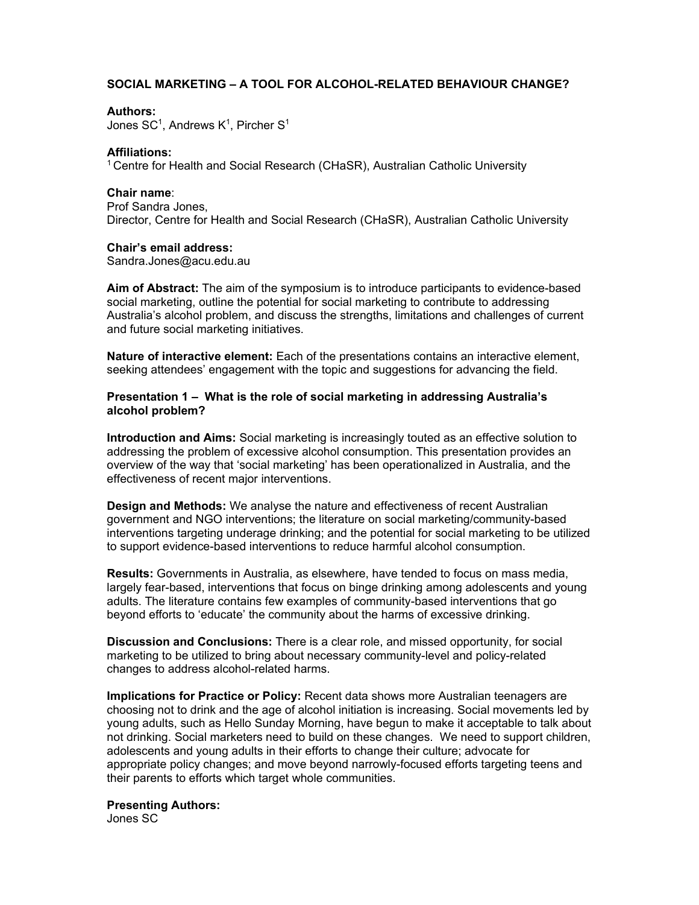# SOCIAL MARKETING – A TOOL FOR ALCOHOL-RELATED BEHAVIOUR CHANGE?

**Authors:**
Jones SC[1], Andrews K[1], Pircher S[1]

**Affiliations:**
[1] Centre for Health and Social Research (CHaSR), Australian Catholic University

**Chair name**:
Prof Sandra Jones,
Director, Centre for Health and Social Research (CHaSR), Australian Catholic University

**Chair's email address:**
Sandra.Jones@acu.edu.au

**Aim of Abstract:** The aim of the symposium is to introduce participants to evidence-based social marketing, outline the potential for social marketing to contribute to addressing Australia's alcohol problem, and discuss the strengths, limitations and challenges of current and future social marketing initiatives.

**Nature of interactive element:** Each of the presentations contains an interactive element, seeking attendees' engagement with the topic and suggestions for advancing the field.

## Presentation 1 – What is the role of social marketing in addressing Australia's alcohol problem?

**Introduction and Aims:** Social marketing is increasingly touted as an effective solution to addressing the problem of excessive alcohol consumption. This presentation provides an overview of the way that 'social marketing' has been operationalized in Australia, and the effectiveness of recent major interventions.

**Design and Methods:** We analyse the nature and effectiveness of recent Australian government and NGO interventions; the literature on social marketing/community-based interventions targeting underage drinking; and the potential for social marketing to be utilized to support evidence-based interventions to reduce harmful alcohol consumption.

**Results:** Governments in Australia, as elsewhere, have tended to focus on mass media, largely fear-based, interventions that focus on binge drinking among adolescents and young adults. The literature contains few examples of community-based interventions that go beyond efforts to 'educate' the community about the harms of excessive drinking.

**Discussion and Conclusions:** There is a clear role, and missed opportunity, for social marketing to be utilized to bring about necessary community-level and policy-related changes to address alcohol-related harms.

**Implications for Practice or Policy:** Recent data shows more Australian teenagers are choosing not to drink and the age of alcohol initiation is increasing. Social movements led by young adults, such as Hello Sunday Morning, have begun to make it acceptable to talk about not drinking. Social marketers need to build on these changes. We need to support children, adolescents and young adults in their efforts to change their culture; advocate for appropriate policy changes; and move beyond narrowly-focused efforts targeting teens and their parents to efforts which target whole communities.

**Presenting Authors:**
Jones SC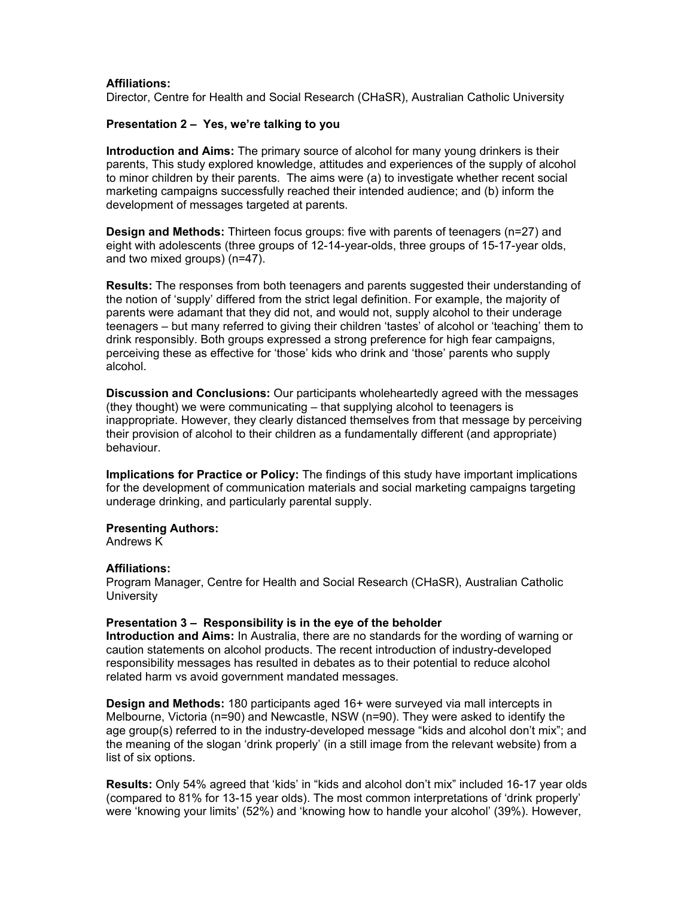**Affiliations:**
Director, Centre for Health and Social Research (CHaSR), Australian Catholic University

**Presentation 2 – Yes, we're talking to you**

**Introduction and Aims:** The primary source of alcohol for many young drinkers is their parents, This study explored knowledge, attitudes and experiences of the supply of alcohol to minor children by their parents. The aims were (a) to investigate whether recent social marketing campaigns successfully reached their intended audience; and (b) inform the development of messages targeted at parents.

**Design and Methods:** Thirteen focus groups: five with parents of teenagers (n=27) and eight with adolescents (three groups of 12-14-year-olds, three groups of 15-17-year olds, and two mixed groups) (n=47).

**Results:** The responses from both teenagers and parents suggested their understanding of the notion of 'supply' differed from the strict legal definition. For example, the majority of parents were adamant that they did not, and would not, supply alcohol to their underage teenagers – but many referred to giving their children 'tastes' of alcohol or 'teaching' them to drink responsibly. Both groups expressed a strong preference for high fear campaigns, perceiving these as effective for 'those' kids who drink and 'those' parents who supply alcohol.

**Discussion and Conclusions:** Our participants wholeheartedly agreed with the messages (they thought) we were communicating – that supplying alcohol to teenagers is inappropriate. However, they clearly distanced themselves from that message by perceiving their provision of alcohol to their children as a fundamentally different (and appropriate) behaviour.

**Implications for Practice or Policy:** The findings of this study have important implications for the development of communication materials and social marketing campaigns targeting underage drinking, and particularly parental supply.

**Presenting Authors:**
Andrews K

**Affiliations:**
Program Manager, Centre for Health and Social Research (CHaSR), Australian Catholic University

**Presentation 3 – Responsibility is in the eye of the beholder**

**Introduction and Aims:** In Australia, there are no standards for the wording of warning or caution statements on alcohol products. The recent introduction of industry-developed responsibility messages has resulted in debates as to their potential to reduce alcohol related harm vs avoid government mandated messages.

**Design and Methods:** 180 participants aged 16+ were surveyed via mall intercepts in Melbourne, Victoria (n=90) and Newcastle, NSW (n=90). They were asked to identify the age group(s) referred to in the industry-developed message "kids and alcohol don't mix"; and the meaning of the slogan 'drink properly' (in a still image from the relevant website) from a list of six options.

**Results:** Only 54% agreed that 'kids' in "kids and alcohol don't mix" included 16-17 year olds (compared to 81% for 13-15 year olds). The most common interpretations of 'drink properly' were 'knowing your limits' (52%) and 'knowing how to handle your alcohol' (39%). However,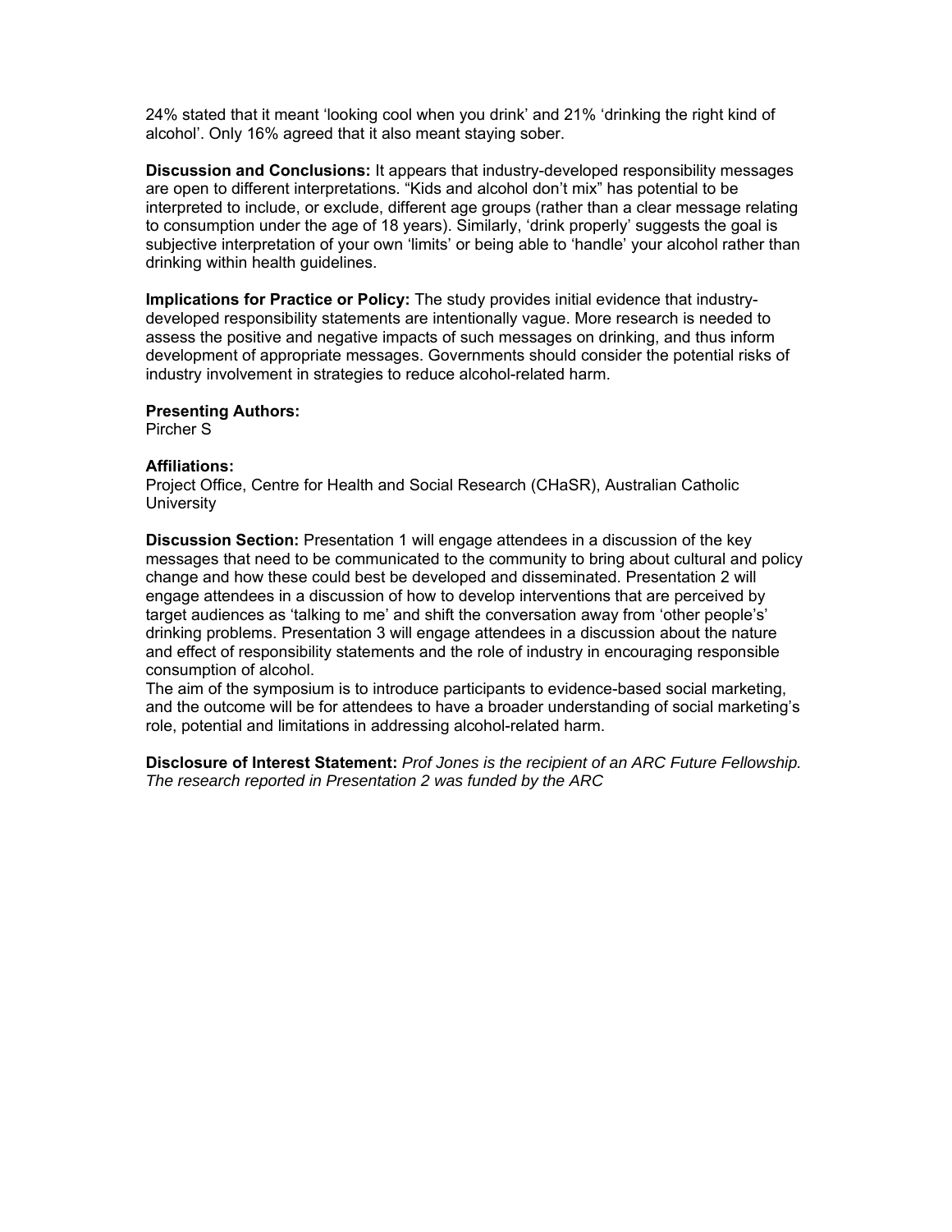24% stated that it meant 'looking cool when you drink' and 21% 'drinking the right kind of alcohol'. Only 16% agreed that it also meant staying sober.

**Discussion and Conclusions:** It appears that industry-developed responsibility messages are open to different interpretations. "Kids and alcohol don't mix" has potential to be interpreted to include, or exclude, different age groups (rather than a clear message relating to consumption under the age of 18 years). Similarly, 'drink properly' suggests the goal is subjective interpretation of your own 'limits' or being able to 'handle' your alcohol rather than drinking within health guidelines.

**Implications for Practice or Policy:** The study provides initial evidence that industry-developed responsibility statements are intentionally vague. More research is needed to assess the positive and negative impacts of such messages on drinking, and thus inform development of appropriate messages. Governments should consider the potential risks of industry involvement in strategies to reduce alcohol-related harm.

**Presenting Authors:**
Pircher S

**Affiliations:**
Project Office, Centre for Health and Social Research (CHaSR), Australian Catholic University

**Discussion Section:** Presentation 1 will engage attendees in a discussion of the key messages that need to be communicated to the community to bring about cultural and policy change and how these could best be developed and disseminated. Presentation 2 will engage attendees in a discussion of how to develop interventions that are perceived by target audiences as 'talking to me' and shift the conversation away from 'other people's' drinking problems. Presentation 3 will engage attendees in a discussion about the nature and effect of responsibility statements and the role of industry in encouraging responsible consumption of alcohol.
The aim of the symposium is to introduce participants to evidence-based social marketing, and the outcome will be for attendees to have a broader understanding of social marketing's role, potential and limitations in addressing alcohol-related harm.

**Disclosure of Interest Statement:** *Prof Jones is the recipient of an ARC Future Fellowship. The research reported in Presentation 2 was funded by the ARC*